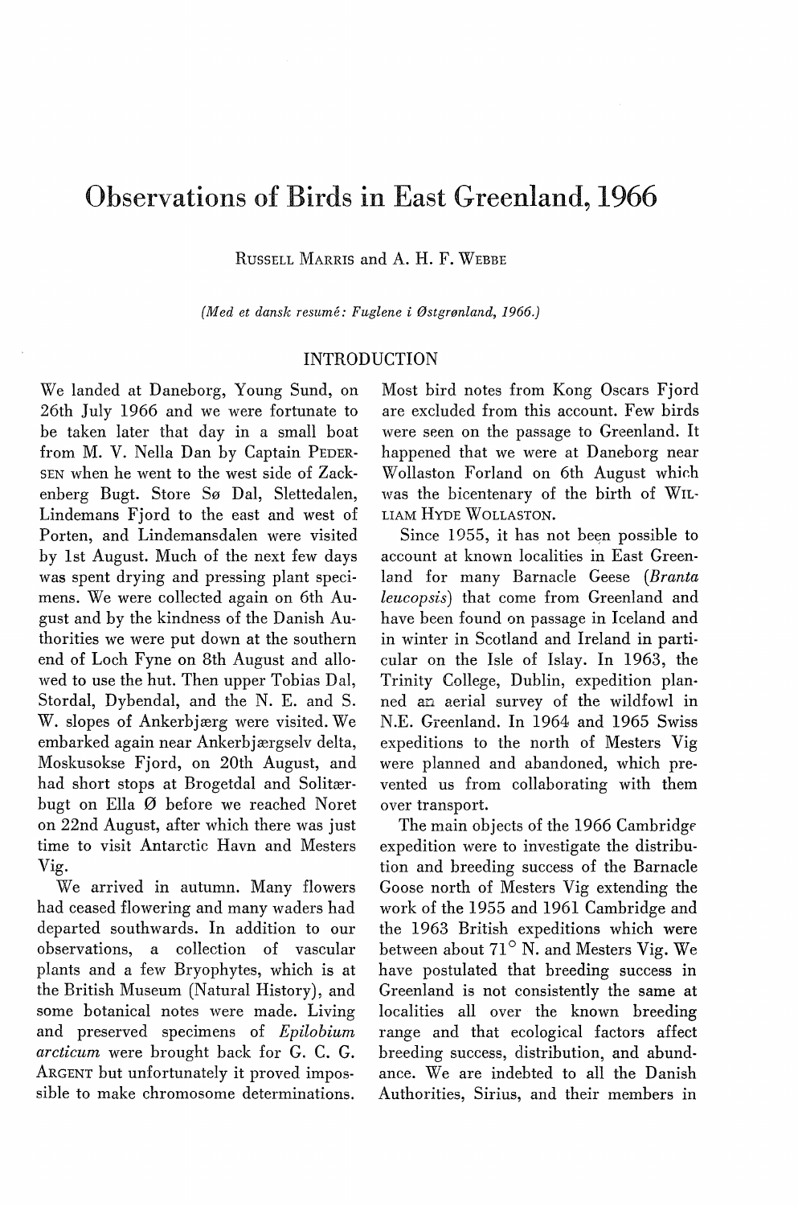# Observations of Birds in East Greenland, 1966

RUSSELL MARRIS and A. H. F. WEBBE

*(Med et dansk resumé: Fuglene i Østgrønland, 1966.)*

## INTRODUCTION

We landed at Daneborg, Young Sund, on 26th July 1966 and we were fortunate to be taken later that day in a small boat from M. V. Nella Dan by Captain PEDERSEN when he went to the west side of Zackenberg Bugt. Store Sø Dal, Slettedalen, Lindemans Fjord to the east and west of Porten, and Lindemansdalen were visited by 1st August. Much of the next few days was spent drying and pressing plant specimens. We were collected again on 6th August and by the kindness of the Danish Authorities we were put down at the southern end of Loch Fyne on 8th August and allowed to use the hut. Then upper Tobias Dal, Stordal, Dybendal, and the N. E. and S. W. slopes of Ankerbjærg were visited. We embarked again near Ankerbjærgselv delta, Moskusokse Fjord, on 20th August, and had short stops at Brogetdal and Solitærbugt on Ella Ø before we reached Noret on 22nd August, after which there was just time to visit Antarctic Havn and Mesters Vig.

We arrived in autumn. Many flowers had ceased flowering and many waders had departed southwards. In addition to our observations, a collection of vascular plants and a few Bryophytes, which is at the British Museum (Natural History), and some botanical notes were made. Living and preserved specimens of *Epilobium arcticum* were brought back for G. C. G. ARGENT but unfortunately it proved impossible to make chromosome determinations. Most bird notes from Kong Oscars Fjord are excluded from this account. Few birds were seen on the passage to Greenland. It happened that we were at Daneborg near Wollaston Forland on 6th August which was the bicentenary of the birth of WILLIAM HYDE WOLLASTON.

Since 1955, it has not been possible to account at known localities in East Greenland for many Barnacle Geese (*Branta leucopsis*) that come from Greenland and have been found on passage in Iceland and in winter in Scotland and Ireland in particular on the Isle of Islay. In 1963, the Trinity College, Dublin, expedition planned an aerial survey of the wildfowl in N.E. Greenland. In 1964 and 1965 Swiss expeditions to the north of Mesters Vig were planned and abandoned, which prevented us from collaborating with them over transport.

The main objects of the 1966 Cambridge expedition were to investigate the distribution and breeding success of the Barnacle Goose north of Mesters Vig extending the work of the 1955 and 1961 Cambridge and the 1963 British expeditions which were between about 71° N. and Mesters Vig. We have postulated that breeding success in Greenland is not consistently the same at localities all over the known breeding range and that ecological factors affect breeding success, distribution, and abundance. We are indebted to all the Danish Authorities, Sirius, and their members in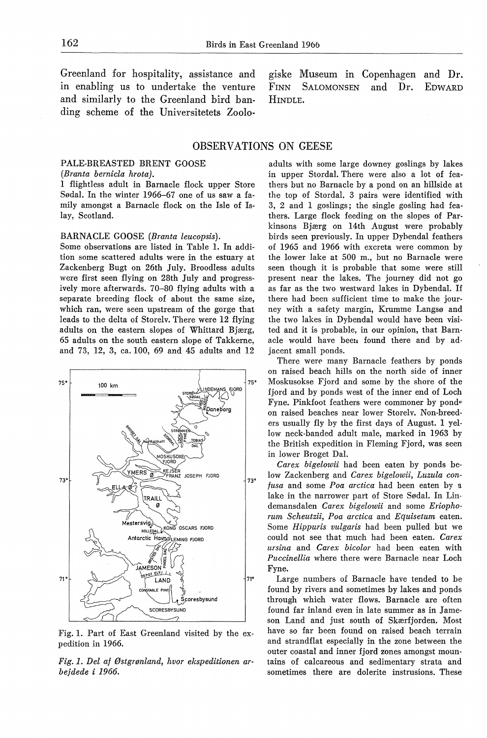Greenland for hospitality, assistance and in enabling us to undertake the venture and similarly to the Greenland bird banding scheme of the Universitetets Zoologiske Museum in Copenhagen and Dr. FINN SALOMONSEN and Dr. EDWARD HINDLE.

## OBSERVATIONS ON GEESE

### PALE-BREASTED BRENT GOOSE

*(Branta bernicla hrota).*

1 flightless adult in Barnacle flock upper Store Sødal. In the winter 1966–67 one of us saw a family amongst a Barnacle flock on the Isle of Islay, Scotland.

### BARNACLE GOOSE *(Branta leucopsis).*

Some observations are listed in Table 1. In addition some scattered adults were in the estuary at Zackenberg Bugt on 26th July. Broodless adults were first seen flying on 28th July and progressively more afterwards. 70–80 flying adults with a separate breeding flock of about the same size, which ran, were seen upstream of the gorge that leads to the delta of Storelv. There were 12 flying adults on the eastern slopes of Whittard Bjærg, 65 adults on the south eastern slope of Takkerne, and 73, 12, 3, ca. 100, 69 and 45 adults and 12 adults with some large downey goslings by lakes in upper Stordal. There were also a lot of feathers but no Barnacle by a pond on an hillside at the top of Stordal. 3 pairs were identified with 3, 2 and 1 goslings; the single gosling had feathers. Large flock feeding on the slopes of Parkinsons Bjærg on 14th August were probably birds seen previously. In upper Dybendal feathers of 1965 and 1966 with excreta were common by the lower lake at 500 m., but no Barnacle were seen though it is probable that some were still present near the lakes. The journey did not go as far as the two westward lakes in Dybendal. If there had been sufficient time to make the journey with a safety margin, Krumme Langsø and the two lakes in Dybendal would have been visited and it is probable, in our opinion, that Barnacle would have been found there and by adjacent small ponds.

Fig. 1. Part of East Greenland visited by the expedition in 1966.

*Fig. 1. Del af Østgrønland, hvor ekspeditionen arbejdede i 1966.*

There were many Barnacle feathers by ponds on raised beach hills on the north side of inner Moskusokse Fjord and some by the shore of the fjord and by ponds west of the inner end of Loch Fyne. Pinkfoot feathers were commoner by ponds on raised beaches near lower Storelv. Non-breeders usually fly by the first days of August. 1 yellow neck-banded adult male, marked in 1963 by the British expedition in Fleming Fjord, was seen in lower Broget Dal.

*Carex bigelowii* had been eaten by ponds below Zackenberg and *Carex bigelowii, Luzula confusa* and some *Poa arctica* had been eaten by a lake in the narrower part of Store Sødal. In Lindemansdalen *Carex bigelowii* and some *Eriophorum Scheutzii, Poa arctica* and *Equisetum* eaten. Some *Hippuris vulgaris* had been pulled but we could not see that much had been eaten. *Carex ursina* and *Carex bicolor* had been eaten with *Puccinellia* where there were Barnacle near Loch Fyne.

Large numbers of Barnacle have tended to be found by rivers and sometimes by lakes and ponds through which water flows. Barnacle are often found far inland even in late summer as in Jameson Land and just south of Skærfjorden. Most have so far been found on raised beach terrain and strandflat especially in the zone between the outer coastal and inner fjord zones amongst mountains of calcareous and sedimentary strata and sometimes there are dolerite instrusions. These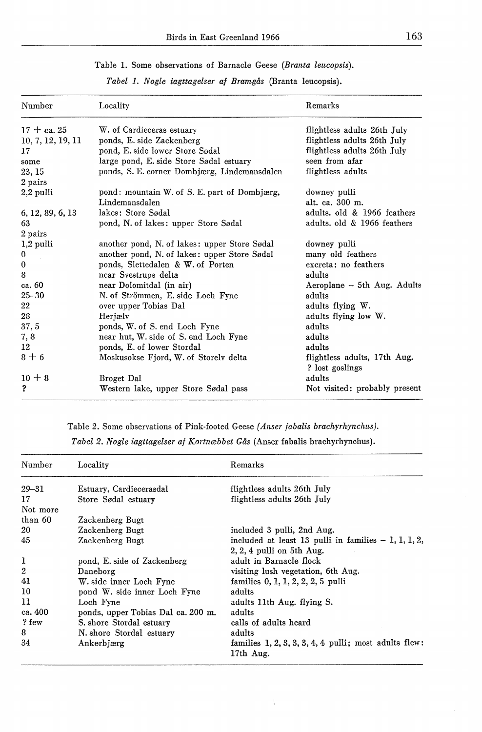Table 1. Some observations of Barnacle Geese (*Branta leucopsis*).

*Tabel 1. Nogle iagttagelser af Bramgås* (Branta leucopsis).

| Number | Locality | Remarks |
|---|---|---|
| 17 + ca. 25 | W. of Cardieceras estuary | flightless adults 26th July |
| 10, 7, 12, 19, 11 | ponds, E. side Zackenberg | flightless adults 26th July |
| 17 | pond, E. side lower Store Sødal | flightless adults 26th July |
| some | large pond, E. side Store Sødal estuary | seen from afar |
| 23, 15 | ponds, S. E. corner Dombjærg, Lindemansdalen | flightless adults |
| 2 pairs 2,2 pulli | pond: mountain W. of S. E. part of Dombjærg, Lindemansdalen | downey pulli alt. ca. 300 m. |
| 6, 12, 89, 6, 13 | lakes: Store Sødal | adults. old & 1966 feathers |
| 63 | pond, N. of lakes: upper Store Sødal | adults. old & 1966 feathers |
| 2 pairs 1,2 pulli | another pond, N. of lakes: upper Store Sødal | downey pulli |
| 0 | another pond, N. of lakes: upper Store Sødal | many old feathers |
| 0 | ponds, Slettedalen & W. of Porten | excreta: no feathers |
| 8 | near Svestrups delta | adults |
| ca. 60 | near Dolomitdal (in air) | Aeroplane – 5th Aug. Adults |
| 25–30 | N. of Strömmen, E. side Loch Fyne | adults |
| 22 | over upper Tobias Dal | adults flying W. |
| 28 | Herjælv | adults flying low W. |
| 37, 5 | ponds, W. of S. end Loch Fyne | adults |
| 7, 8 | near hut, W. side of S. end Loch Fyne | adults |
| 12 | ponds, E. of lower Stordal | adults |
| 8 + 6 | Moskusokse Fjord, W. of Storelv delta | flightless adults, 17th Aug. ? lost goslings |
| 10 + 8 | Broget Dal | adults |
| ? | Western lake, upper Store Sødal pass | Not visited: probably present |

Table 2. Some observations of Pink-footed Geese (*Anser fabalis brachyrhynchus*).

*Tabel 2. Nogle iagttagelser af Kortnæbbet Gås* (Anser fabalis brachyrhynchus).

| Number | Locality | Remarks |
|---|---|---|
| 29–31 | Estuary, Cardiecerasdal | flightless adults 26th July |
| 17 | Store Sødal estuary | flightless adults 26th July |
| Not more than 60 | Zackenberg Bugt | |
| 20 | Zackenberg Bugt | included 3 pulli, 2nd Aug. |
| 45 | Zackenberg Bugt | included at least 13 pulli in families – 1, 1, 1, 2, 2, 2, 4 pulli on 5th Aug. |
| 1 | pond, E. side of Zackenberg | adult in Barnacle flock |
| 2 | Daneborg | visiting lush vegetation, 6th Aug. |
| 41 | W. side inner Loch Fyne | families 0, 1, 1, 2, 2, 2, 5 pulli |
| 10 | pond W. side inner Loch Fyne | adults |
| 11 | Loch Fyne | adults 11th Aug. flying S. |
| ca. 400 | ponds, upper Tobias Dal ca. 200 m. | adults |
| ? few | S. shore Stordal estuary | calls of adults heard |
| 8 | N. shore Stordal estuary | adults |
| 34 | Ankerbjærg | families 1, 2, 3, 3, 3, 4, 4 pulli; most adults flew: 17th Aug. |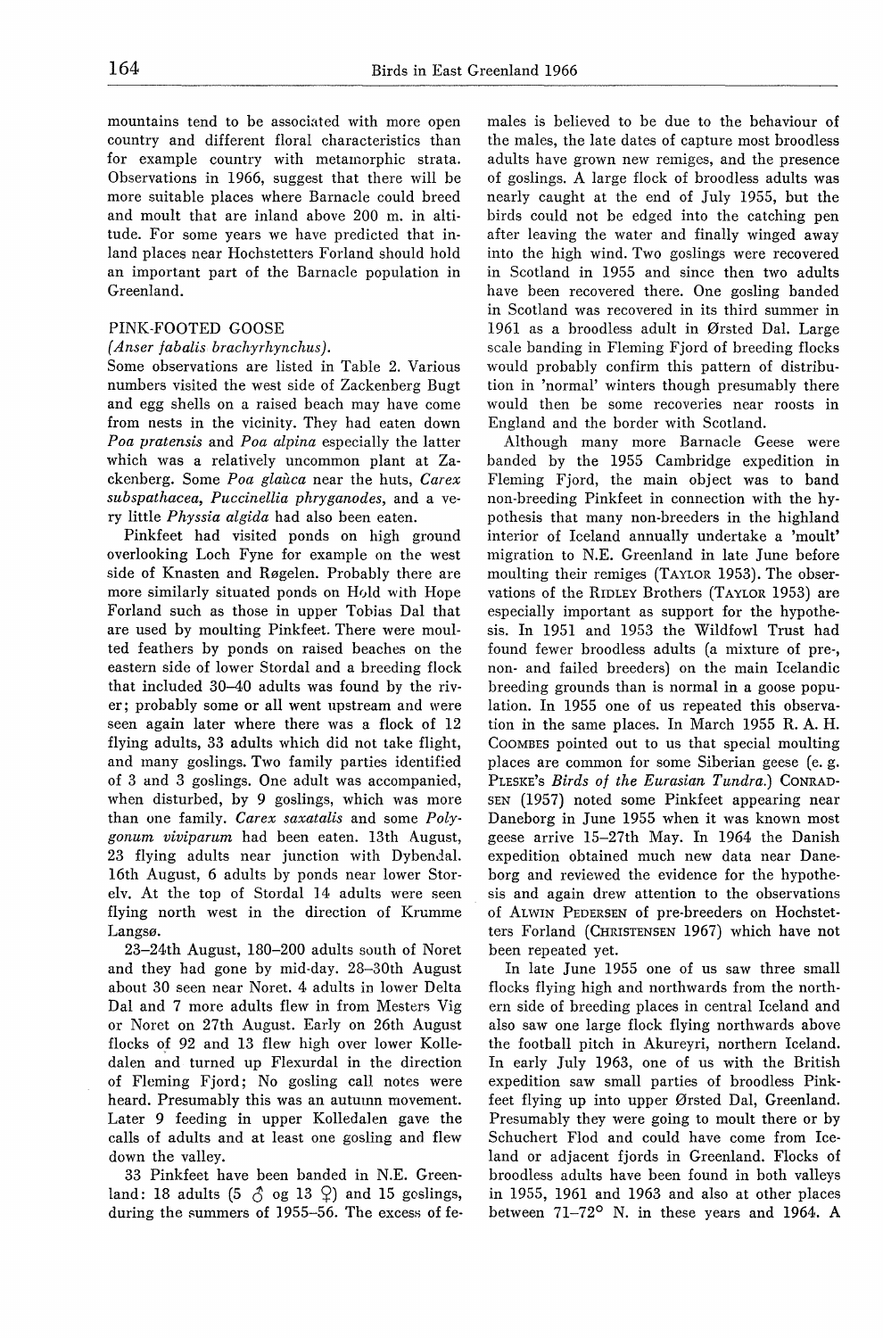mountains tend to be associated with more open country and different floral characteristics than for example country with metamorphic strata. Observations in 1966, suggest that there will be more suitable places where Barnacle could breed and moult that are inland above 200 m. in altitude. For some years we have predicted that inland places near Hochstetters Forland should hold an important part of the Barnacle population in Greenland.

## PINK-FOOTED GOOSE

*(Anser fabalis brachyrhynchus).*

Some observations are listed in Table 2. Various numbers visited the west side of Zackenberg Bugt and egg shells on a raised beach may have come from nests in the vicinity. They had eaten down *Poa pratensis* and *Poa alpina* especially the latter which was a relatively uncommon plant at Zackenberg. Some *Poa glaŭca* near the huts, *Carex subspathacea, Puccinellia phryganodes*, and a very little *Physsia algida* had also been eaten.

Pinkfeet had visited ponds on high ground overlooking Loch Fyne for example on the west side of Knasten and Røgelen. Probably there are more similarly situated ponds on Hold with Hope Forland such as those in upper Tobias Dal that are used by moulting Pinkfeet. There were moulted feathers by ponds on raised beaches on the eastern side of lower Stordal and a breeding flock that included 30–40 adults was found by the river; probably some or all went upstream and were seen again later where there was a flock of 12 flying adults, 33 adults which did not take flight, and many goslings. Two family parties identified of 3 and 3 goslings. One adult was accompanied, when disturbed, by 9 goslings, which was more than one family. *Carex saxatalis* and some *Polygonum viviparum* had been eaten. 13th August, 23 flying adults near junction with Dybendal. 16th August, 6 adults by ponds near lower Storelv. At the top of Stordal 14 adults were seen flying north west in the direction of Krumme Langsø.

23–24th August, 180–200 adults south of Noret and they had gone by mid-day. 28–30th August about 30 seen near Noret. 4 adults in lower Delta Dal and 7 more adults flew in from Mesters Vig or Noret on 27th August. Early on 26th August flocks of 92 and 13 flew high over lower Kolledalen and turned up Flexurdal in the direction of Fleming Fjord; No gosling call notes were heard. Presumably this was an autumn movement. Later 9 feeding in upper Kolledalen gave the calls of adults and at least one gosling and flew down the valley.

33 Pinkfeet have been banded in N.E. Greenland: 18 adults (5 ♂ og 13 ♀) and 15 goslings, during the summers of 1955–56. The excess of females is believed to be due to the behaviour of the males, the late dates of capture most broodless adults have grown new remiges, and the presence of goslings. A large flock of broodless adults was nearly caught at the end of July 1955, but the birds could not be edged into the catching pen after leaving the water and finally winged away into the high wind. Two goslings were recovered in Scotland in 1955 and since then two adults have been recovered there. One gosling banded in Scotland was recovered in its third summer in 1961 as a broodless adult in Ørsted Dal. Large scale banding in Fleming Fjord of breeding flocks would probably confirm this pattern of distribution in 'normal' winters though presumably there would then be some recoveries near roosts in England and the border with Scotland.

Although many more Barnacle Geese were banded by the 1955 Cambridge expedition in Fleming Fjord, the main object was to band non-breeding Pinkfeet in connection with the hypothesis that many non-breeders in the highland interior of Iceland annually undertake a 'moult' migration to N.E. Greenland in late June before moulting their remiges (TAYLOR 1953). The observations of the RIDLEY Brothers (TAYLOR 1953) are especially important as support for the hypothesis. In 1951 and 1953 the Wildfowl Trust had found fewer broodless adults (a mixture of pre-, non- and failed breeders) on the main Icelandic breeding grounds than is normal in a goose population. In 1955 one of us repeated this observation in the same places. In March 1955 R. A. H. COOMBES pointed out to us that special moulting places are common for some Siberian geese (e. g. PLESKE'S *Birds of the Eurasian Tundra.*) CONRADSEN (1957) noted some Pinkfeet appearing near Daneborg in June 1955 when it was known most geese arrive 15–27th May. In 1964 the Danish expedition obtained much new data near Daneborg and reviewed the evidence for the hypothesis and again drew attention to the observations of ALWIN PEDERSEN of pre-breeders on Hochstetters Forland (CHRISTENSEN 1967) which have not been repeated yet.

In late June 1955 one of us saw three small flocks flying high and northwards from the northern side of breeding places in central Iceland and also saw one large flock flying northwards above the football pitch in Akureyri, northern Iceland. In early July 1963, one of us with the British expedition saw small parties of broodless Pinkfeet flying up into upper Ørsted Dal, Greenland. Presumably they were going to moult there or by Schuchert Flod and could have come from Iceland or adjacent fjords in Greenland. Flocks of broodless adults have been found in both valleys in 1955, 1961 and 1963 and also at other places between 71–72° N. in these years and 1964. A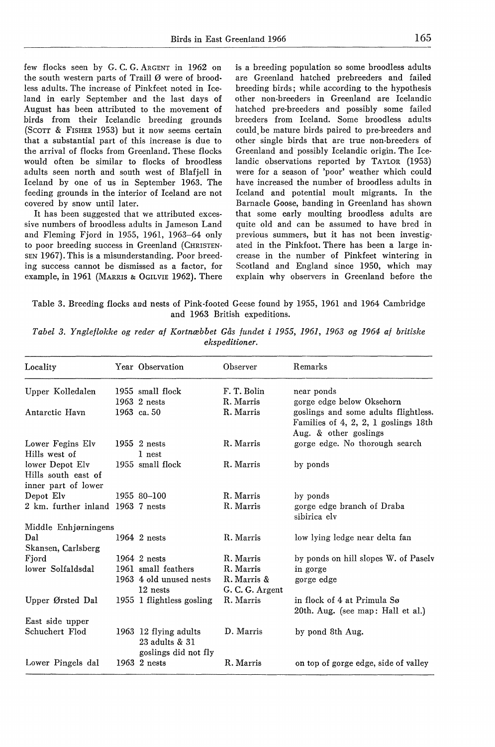few flocks seen by G. C. G. Argent in 1962 on the south western parts of Traill Ø were of broodless adults. The increase of Pinkfeet noted in Iceland in early September and the last days of August has been attributed to the movement of birds from their Icelandic breeding grounds (Scott & Fisher 1953) but it now seems certain that a substantial part of this increase is due to the arrival of flocks from Greenland. These flocks would often be similar to flocks of broodless adults seen north and south west of Blafjell in Iceland by one of us in September 1963. The feeding grounds in the interior of Iceland are not covered by snow until later.

It has been suggested that we attributed excessive numbers of broodless adults in Jameson Land and Fleming Fjord in 1955, 1961, 1963–64 only to poor breeding success in Greenland (Christensen 1967). This is a misunderstanding. Poor breeding success cannot be dismissed as a factor, for example, in 1961 (Marris & Ogilvie 1962). There is a breeding population so some broodless adults are Greenland hatched prebreeders and failed breeding birds; while according to the hypothesis other non-breeders in Greenland are Icelandic hatched pre-breeders and possibly some failed breeders from Iceland. Some broodless adults could be mature birds paired to pre-breeders and other single birds that are true non-breeders of Greenland and possibly Icelandic origin. The Icelandic observations reported by Taylor (1953) were for a season of 'poor' weather which could have increased the number of broodless adults in Iceland and potential moult migrants. In the Barnacle Goose, banding in Greenland has shown that some early moulting broodless adults are quite old and can be assumed to have bred in previous summers, but it has not been investigated in the Pinkfoot. There has been a large increase in the number of Pinkfeet wintering in Scotland and England since 1950, which may explain why observers in Greenland before the

Table 3. Breeding flocks and nests of Pink-footed Geese found by 1955, 1961 and 1964 Cambridge and 1963 British expeditions.

*Tabel 3. Yngleflokke og reder af Kortnæbbet Gås fundet i 1955, 1961, 1963 og 1964 af britiske ekspeditioner.*

| Locality | Year | Observation | Observer | Remarks |
|---|---|---|---|---|
| Upper Kolledalen | 1955 | small flock | F. T. Bolin | near ponds |
| | 1963 | 2 nests | R. Marris | gorge edge below Oksehorn |
| Antarctic Havn | 1963 | ca. 50 | R. Marris | goslings and some adults flightless. Families of 4, 2, 2, 1 goslings 18th Aug. & other goslings |
| Lower Fegins Elv | 1955 | 2 nests | R. Marris | gorge edge. No thorough search |
| Hills west of | | 1 nest | | |
| lower Depot Elv | 1955 | small flock | R. Marris | by ponds |
| Hills south east of inner part of lower Depot Elv | 1955 | 80–100 | R. Marris | by ponds |
| 2 km. further inland | 1963 | 7 nests | R. Marris | gorge edge branch of Draba sibirica elv |
| Middle Enhjørningens Dal | 1964 | 2 nests | R. Marris | low lying ledge near delta fan |
| Skansen, Carlsberg Fjord | 1964 | 2 nests | R. Marris | by ponds on hill slopes W. of Paselv |
| lower Solfaldsdal | 1961 | small feathers | R. Marris | in gorge |
| | 1963 | 4 old unused nests 12 nests | R. Marris & G. C. G. Argent | gorge edge |
| Upper Ørsted Dal | 1955 | 1 flightless gosling | R. Marris | in flock of 4 at Primula Sø 20th. Aug. (see map: Hall et al.) |
| East side upper Schuchert Flod | 1963 | 12 flying adults 23 adults & 31 goslings did not fly | D. Marris | by pond 8th Aug. |
| Lower Pingels dal | 1963 | 2 nests | R. Marris | on top of gorge edge, side of valley |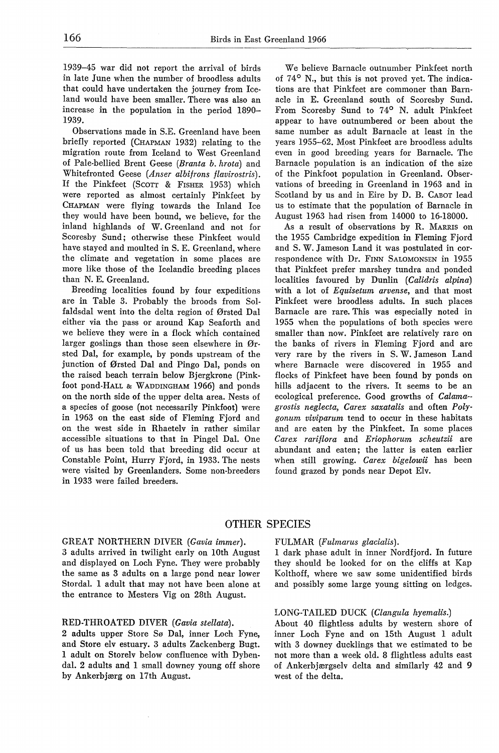1939–45 war did not report the arrival of birds in late June when the number of broodless adults that could have undertaken the journey from Iceland would have been smaller. There was also an increase in the population in the period 1890–1939.

Observations made in S.E. Greenland have been briefly reported (CHAPMAN 1932) relating to the migration route from Iceland to West Greenland of Pale-bellied Brent Geese (*Branta b. hrota*) and Whitefronted Geese (*Anser albifrons flavirostris*). If the Pinkfeet (SCOTT & FISHER 1953) which were reported as almost certainly Pinkfeet by CHAPMAN were flying towards the Inland Ice they would have been bound, we believe, for the inland highlands of W. Greenland and not for Scoresby Sund; otherwise these Pinkfeet would have stayed and moulted in S. E. Greenland, where the climate and vegetation in some places are more like those of the Icelandic breeding places than N. E. Greenland.

Breeding localities found by four expeditions are in Table 3. Probably the broods from Solfaldsdal went into the delta region of Ørsted Dal either via the pass or around Kap Seaforth and we believe they were in a flock which contained larger goslings than those seen elsewhere in Ørsted Dal, for example, by ponds upstream of the junction of Ørsted Dal and Pingo Dal, ponds on the raised beach terrain below Bjergkrone (Pinkfoot pond-HALL & WADDINGHAM 1966) and ponds on the north side of the upper delta area. Nests of a species of goose (not necessarily Pinkfoot) were in 1963 on the east side of Fleming Fjord and on the west side in Rhaetelv in rather similar accessible situations to that in Pingel Dal. One of us has been told that breeding did occur at Constable Point, Hurry Fjord, in 1933. The nests were visited by Greenlanders. Some non-breeders in 1933 were failed breeders.

We believe Barnacle outnumber Pinkfeet north of 74° N., but this is not proved yet. The indications are that Pinkfeet are commoner than Barnacle in E. Greenland south of Scoresby Sund. From Scoresby Sund to 74° N. adult Pinkfeet appear to have outnumbered or been about the same number as adult Barnacle at least in the years 1955–62. Most Pinkfeet are broodless adults even in good breeding years for Barnacle. The Barnacle population is an indication of the size of the Pinkfoot population in Greenland. Observations of breeding in Greenland in 1963 and in Scotland by us and in Eire by D. B. CABOT lead us to estimate that the population of Barnacle in August 1963 had risen from 14000 to 16-18000.

As a result of observations by R. MARRIS on the 1955 Cambridge expedition in Fleming Fjord and S. W. Jameson Land it was postulated in correspondence with Dr. FINN SALOMONSEN in 1955 that Pinkfeet prefer marshey tundra and ponded localities favoured by Dunlin (*Calidris alpina*) with a lot of *Equisetum arvense*, and that most Pinkfeet were broodless adults. In such places Barnacle are rare. This was especially noted in 1955 when the populations of both species were smaller than now. Pinkfeet are relatively rare on the banks of rivers in Fleming Fjord and are very rare by the rivers in S. W. Jameson Land where Barnacle were discovered in 1955 and flocks of Pinkfeet have been found by ponds on hills adjacent to the rivers. It seems to be an ecological preference. Good growths of *Calamagrostis neglecta*, *Carex saxatalis* and often *Polygonum viviparum* tend to occur in these habitats and are eaten by the Pinkfeet. In some places *Carex rariflora* and *Eriophorum scheutzii* are abundant and eaten; the latter is eaten earlier when still growing. *Carex bigelowii* has been found grazed by ponds near Depot Elv.

## OTHER SPECIES

GREAT NORTHERN DIVER (*Gavia immer*).
3 adults arrived in twilight early on 10th August and displayed on Loch Fyne. They were probably the same as 3 adults on a large pond near lower Stordal. 1 adult that may not have been alone at the entrance to Mesters Vig on 28th August.

RED-THROATED DIVER (*Gavia stellata*).
2 adults upper Store Sø Dal, inner Loch Fyne, and Store elv estuary. 3 adults Zackenberg Bugt. 1 adult on Storelv below confluence with Dybendal. 2 adults and 1 small downey young off shore by Ankerbjærg on 17th August.

FULMAR (*Fulmarus glacialis*).
1 dark phase adult in inner Nordfjord. In future they should be looked for on the cliffs at Kap Kolthoff, where we saw some unidentified birds and possibly some large young sitting on ledges.

LONG-TAILED DUCK (*Clangula hyemalis.*)
About 40 flightless adults by western shore of inner Loch Fyne and on 15th August 1 adult with 3 downey ducklings that we estimated to be not more than a week old. 8 flightless adults east of Ankerbjærgselv delta and similarly 42 and 9 west of the delta.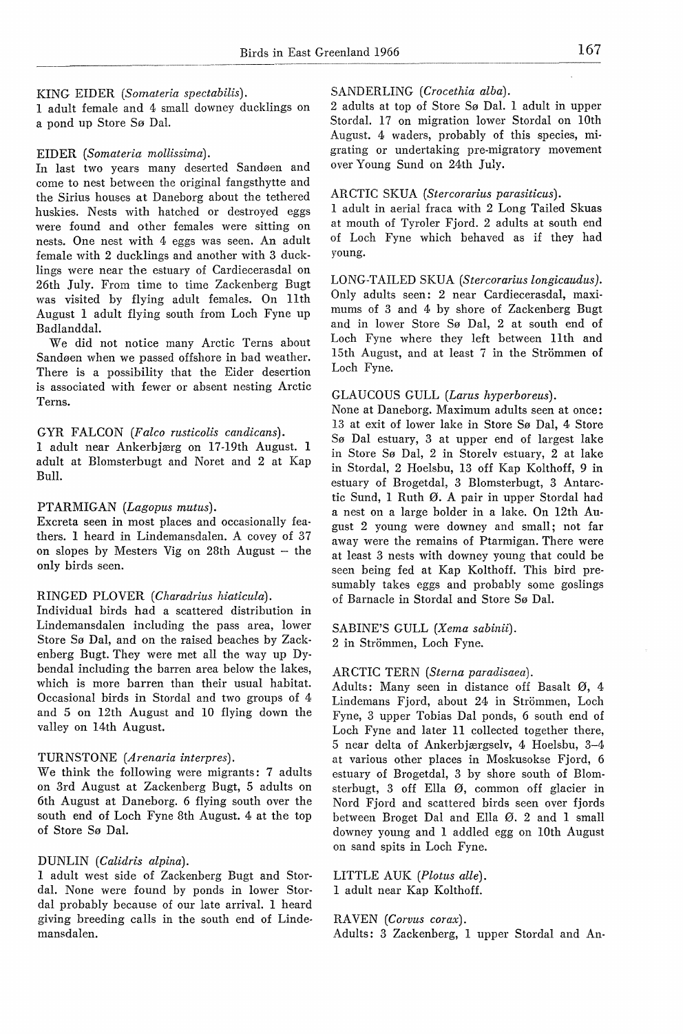KING EIDER (*Somateria spectabilis*).
1 adult female and 4 small downey ducklings on a pond up Store Sø Dal.

EIDER (*Somateria mollissima*).
In last two years many deserted Sandøen and come to nest between the original fangsthytte and the Sirius houses at Daneborg about the tethered huskies. Nests with hatched or destroyed eggs were found and other females were sitting on nests. One nest with 4 eggs was seen. An adult female with 2 ducklings and another with 3 ducklings were near the estuary of Cardiecerasdal on 26th July. From time to time Zackenberg Bugt was visited by flying adult females. On 11th August 1 adult flying south from Loch Fyne up Badlanddal.

We did not notice many Arctic Terns about Sandøen when we passed offshore in bad weather. There is a possibility that the Eider desertion is associated with fewer or absent nesting Arctic Terns.

GYR FALCON (*Falco rusticolis candicans*).
1 adult near Ankerbjærg on 17-19th August. 1 adult at Blomsterbugt and Noret and 2 at Kap Bull.

PTARMIGAN (*Lagopus mutus*).
Excreta seen in most places and occasionally feathers. 1 heard in Lindemansdalen. A covey of 37 on slopes by Mesters Vig on 28th August – the only birds seen.

RINGED PLOVER (*Charadrius hiaticula*).
Individual birds had a scattered distribution in Lindemansdalen including the pass area, lower Store Sø Dal, and on the raised beaches by Zackenberg Bugt. They were met all the way up Dybendal including the barren area below the lakes, which is more barren than their usual habitat. Occasional birds in Stordal and two groups of 4 and 5 on 12th August and 10 flying down the valley on 14th August.

TURNSTONE (*Arenaria interpres*).
We think the following were migrants: 7 adults on 3rd August at Zackenberg Bugt, 5 adults on 6th August at Daneborg. 6 flying south over the south end of Loch Fyne 8th August. 4 at the top of Store Sø Dal.

DUNLIN (*Calidris alpina*).
1 adult west side of Zackenberg Bugt and Stordal. None were found by ponds in lower Stordal probably because of our late arrival. 1 heard giving breeding calls in the south end of Lindemansdalen.

SANDERLING (*Crocethia alba*).
2 adults at top of Store Sø Dal. 1 adult in upper Stordal. 17 on migration lower Stordal on 10th August. 4 waders, probably of this species, migrating or undertaking pre-migratory movement over Young Sund on 24th July.

ARCTIC SKUA (*Stercorarius parasiticus*).
1 adult in aerial fraca with 2 Long Tailed Skuas at mouth of Tyroler Fjord. 2 adults at south end of Loch Fyne which behaved as if they had young.

LONG-TAILED SKUA (*Stercorarius longicaudus*).
Only adults seen: 2 near Cardiecerasdal, maximums of 3 and 4 by shore of Zackenberg Bugt and in lower Store Sø Dal, 2 at south end of Loch Fyne where they left between 11th and 15th August, and at least 7 in the Strömmen of Loch Fyne.

GLAUCOUS GULL (*Larus hyperboreus*).
None at Daneborg. Maximum adults seen at once: 13 at exit of lower lake in Store Sø Dal, 4 Store Sø Dal estuary, 3 at upper end of largest lake in Store Sø Dal, 2 in Storelv estuary, 2 at lake in Stordal, 2 Hoelsbu, 13 off Kap Kolthoff, 9 in estuary of Brogetdal, 3 Blomsterbugt, 3 Antarctic Sund, 1 Ruth Ø. A pair in upper Stordal had a nest on a large bolder in a lake. On 12th August 2 young were downey and small; not far away were the remains of Ptarmigan. There were at least 3 nests with downey young that could be seen being fed at Kap Kolthoff. This bird presumably takes eggs and probably some goslings of Barnacle in Stordal and Store Sø Dal.

SABINE'S GULL (*Xema sabinii*).
2 in Strömmen, Loch Fyne.

ARCTIC TERN (*Sterna paradisaea*).
Adults: Many seen in distance off Basalt Ø, 4 Lindemans Fjord, about 24 in Strömmen, Loch Fyne, 3 upper Tobias Dal ponds, 6 south end of Loch Fyne and later 11 collected together there, 5 near delta of Ankerbjærgselv, 4 Hoelsbu, 3–4 at various other places in Moskusokse Fjord, 6 estuary of Brogetdal, 3 by shore south of Blomsterbugt, 3 off Ella Ø, common off glacier in Nord Fjord and scattered birds seen over fjords between Broget Dal and Ella Ø. 2 and 1 small downey young and 1 addled egg on 10th August on sand spits in Loch Fyne.

LITTLE AUK (*Plotus alle*).
1 adult near Kap Kolthoff.

RAVEN (*Corvus corax*).
Adults: 3 Zackenberg, 1 upper Stordal and An-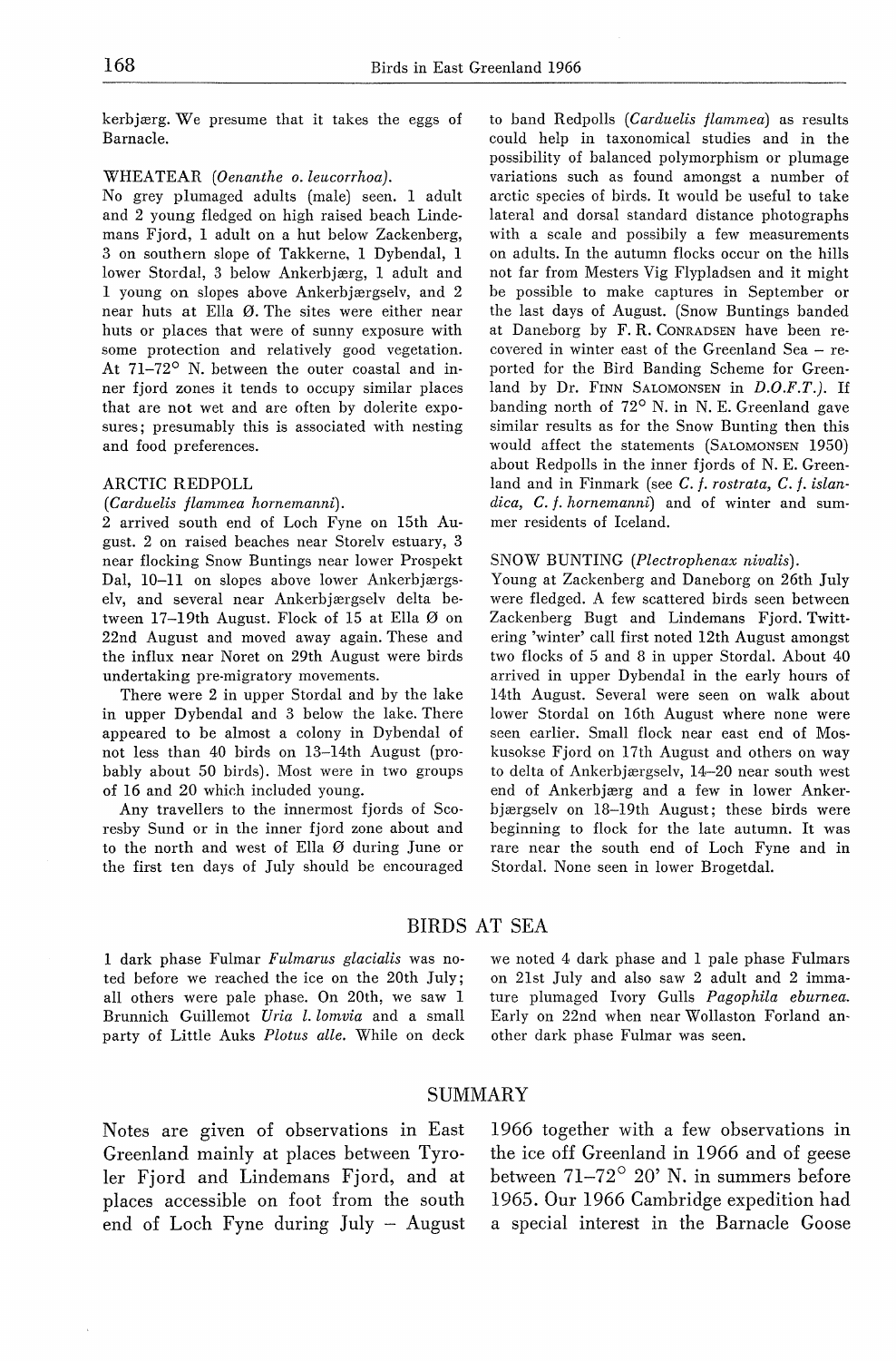kerbjærg. We presume that it takes the eggs of Barnacle.

WHEATEAR (*Oenanthe o. leucorrhoa*).

No grey plumaged adults (male) seen. 1 adult and 2 young fledged on high raised beach Lindemans Fjord, 1 adult on a hut below Zackenberg, 3 on southern slope of Takkerne, 1 Dybendal, 1 lower Stordal, 3 below Ankerbjærg, 1 adult and 1 young on slopes above Ankerbjærgselv, and 2 near huts at Ella Ø. The sites were either near huts or places that were of sunny exposure with some protection and relatively good vegetation. At 71–72° N. between the outer coastal and inner fjord zones it tends to occupy similar places that are not wet and are often by dolerite exposures; presumably this is associated with nesting and food preferences.

ARCTIC REDPOLL

(*Carduelis flammea hornemanni*).

2 arrived south end of Loch Fyne on 15th August. 2 on raised beaches near Storelv estuary, 3 near flocking Snow Buntings near lower Prospekt Dal, 10–11 on slopes above lower Ankerbjærgselv, and several near Ankerbjærgselv delta between 17–19th August. Flock of 15 at Ella Ø on 22nd August and moved away again. These and the influx near Noret on 29th August were birds undertaking pre-migratory movements.

There were 2 in upper Stordal and by the lake in upper Dybendal and 3 below the lake. There appeared to be almost a colony in Dybendal of not less than 40 birds on 13–14th August (probably about 50 birds). Most were in two groups of 16 and 20 which included young.

Any travellers to the innermost fjords of Scoresby Sund or in the inner fjord zone about and to the north and west of Ella Ø during June or the first ten days of July should be encouraged to band Redpolls (*Carduelis flammea*) as results could help in taxonomical studies and in the possibility of balanced polymorphism or plumage variations such as found amongst a number of arctic species of birds. It would be useful to take lateral and dorsal standard distance photographs with a scale and possibily a few measurements on adults. In the autumn flocks occur on the hills not far from Mesters Vig Flypladsen and it might be possible to make captures in September or the last days of August. (Snow Buntings banded at Daneborg by F. R. CONRADSEN have been recovered in winter east of the Greenland Sea – reported for the Bird Banding Scheme for Greenland by Dr. FINN SALOMONSEN in *D.O.F.T.*). If banding north of 72° N. in N. E. Greenland gave similar results as for the Snow Bunting then this would affect the statements (SALOMONSEN 1950) about Redpolls in the inner fjords of N. E. Greenland and in Finmark (see *C. f. rostrata*, *C. f. islandica*, *C. f. hornemanni*) and of winter and summer residents of Iceland.

SNOW BUNTING (*Plectrophenax nivalis*).

Young at Zackenberg and Daneborg on 26th July were fledged. A few scattered birds seen between Zackenberg Bugt and Lindemans Fjord. Twittering 'winter' call first noted 12th August amongst two flocks of 5 and 8 in upper Stordal. About 40 arrived in upper Dybendal in the early hours of 14th August. Several were seen on walk about lower Stordal on 16th August where none were seen earlier. Small flock near east end of Moskusokse Fjord on 17th August and others on way to delta of Ankerbjærgselv, 14–20 near south west end of Ankerbjærg and a few in lower Ankerbjærgselv on 18–19th August; these birds were beginning to flock for the late autumn. It was rare near the south end of Loch Fyne and in Stordal. None seen in lower Brogetdal.

## BIRDS AT SEA

1 dark phase Fulmar *Fulmarus glacialis* was noted before we reached the ice on the 20th July; all others were pale phase. On 20th, we saw 1 Brunnich Guillemot *Uria l. lomvia* and a small party of Little Auks *Plotus alle*. While on deck we noted 4 dark phase and 1 pale phase Fulmars on 21st July and also saw 2 adult and 2 immature plumaged Ivory Gulls *Pagophila eburnea*. Early on 22nd when near Wollaston Forland another dark phase Fulmar was seen.

## SUMMARY

Notes are given of observations in East Greenland mainly at places between Tyroler Fjord and Lindemans Fjord, and at places accessible on foot from the south end of Loch Fyne during July – August 1966 together with a few observations in the ice off Greenland in 1966 and of geese between 71–72° 20' N. in summers before 1965. Our 1966 Cambridge expedition had a special interest in the Barnacle Goose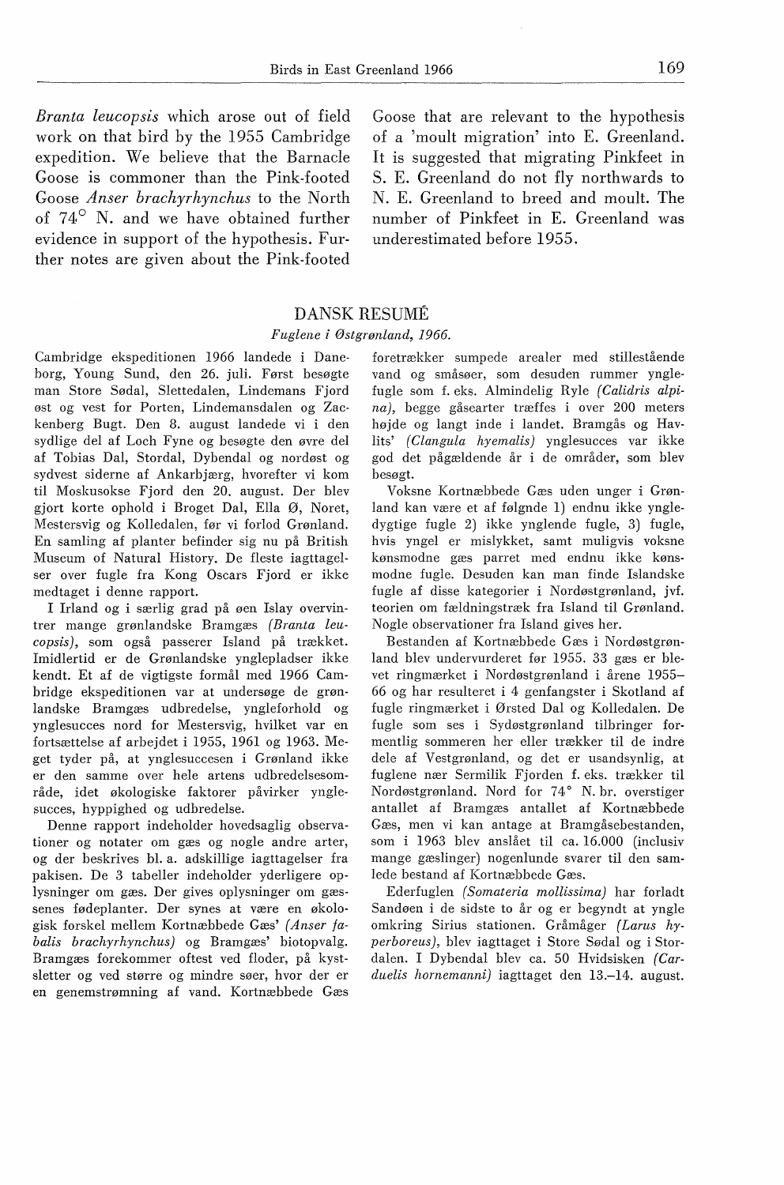*Branta leucopsis* which arose out of field work on that bird by the 1955 Cambridge expedition. We believe that the Barnacle Goose is commoner than the Pink-footed Goose *Anser brachyrhynchus* to the North of 74° N. and we have obtained further evidence in support of the hypothesis. Further notes are given about the Pink-footed Goose that are relevant to the hypothesis of a 'moult migration' into E. Greenland. It is suggested that migrating Pinkfeet in S. E. Greenland do not fly northwards to N. E. Greenland to breed and moult. The number of Pinkfeet in E. Greenland was underestimated before 1955.

## DANSK RESUMÉ

*Fuglene i Østgrønland, 1966.*

Cambridge ekspeditionen 1966 landede i Daneborg, Young Sund, den 26. juli. Først besøgte man Store Sødal, Slettedalen, Lindemans Fjord øst og vest for Porten, Lindemansdalen og Zackenberg Bugt. Den 8. august landede vi i den sydlige del af Loch Fyne og besøgte den øvre del af Tobias Dal, Stordal, Dybendal og nordøst og sydvest siderne af Ankarbjærg, hvorefter vi kom til Moskusokse Fjord den 20. august. Der blev gjort korte ophold i Broget Dal, Ella Ø, Noret, Mestersvig og Kolledalen, før vi forlod Grønland. En samling af planter befinder sig nu på British Museum of Natural History. De fleste iagttagelser over fugle fra Kong Oscars Fjord er ikke medtaget i denne rapport.

I Irland og i særlig grad på øen Islay overvintrer mange grønlandske Bramgæs *(Branta leucopsis)*, som også passerer Island på trækket. Imidlertid er de Grønlandske ynglepladser ikke kendt. Et af de vigtigste formål med 1966 Cambridge ekspeditionen var at undersøge de grønlandske Bramgæs udbredelse, yngleforhold og ynglesucces nord for Mestersvig, hvilket var en fortsættelse af arbejdet i 1955, 1961 og 1963. Meget tyder på, at ynglesuccesen i Grønland ikke er den samme over hele artens udbredelsesområde, idet økologiske faktorer påvirker ynglesucces, hyppighed og udbredelse.

Denne rapport indeholder hovedsaglig observationer og notater om gæs og nogle andre arter, og der beskrives bl. a. adskillige iagttagelser fra pakisen. De 3 tabeller indeholder yderligere oplysninger om gæs. Der gives oplysninger om gæssenes fødeplanter. Der synes at være en økologisk forskel mellem Kortnæbbede Gæs' *(Anser fabalis brachyrhynchus)* og Bramgæs' biotopvalg. Bramgæs forekommer oftest ved floder, på kystsletter og ved større og mindre søer, hvor der er en genemstrømning af vand. Kortnæbbede Gæs foretrækker sumpede arealer med stillestående vand og småsøer, som desuden rummer ynglefugle som f. eks. Almindelig Ryle *(Calidris alpina)*, begge gåsearter træffes i over 200 meters højde og langt inde i landet. Bramgås og Havlits' *(Clangula hyemalis)* ynglesucces var ikke god det pågældende år i de områder, som blev besøgt.

Voksne Kortnæbbede Gæs uden unger i Grønland kan være et af følgnde 1) endnu ikke yngledygtige fugle 2) ikke ynglende fugle, 3) fugle, hvis yngel er mislykket, samt muligvis voksne kønsmodne gæs parret med endnu ikke kønsmodne fugle. Desuden kan man finde Islandske fugle af disse kategorier i Nordøstgrønland, jvf. teorien om fældningstræk fra Island til Grønland. Nogle observationer fra Island gives her.

Bestanden af Kortnæbbede Gæs i Nordøstgrønland blev undervurderet før 1955. 33 gæs er blevet ringmærket i Nordøstgrønland i årene 1955–66 og har resulteret i 4 genfangster i Skotland af fugle ringmærket i Ørsted Dal og Kolledalen. De fugle som ses i Sydøstgrønland tilbringer formentlig sommeren her eller trækker til de indre dele af Vestgrønland, og det er usandsynlig, at fuglene nær Sermilik Fjorden f. eks. trækker til Nordøstgrønland. Nord for 74° N. br. overstiger antallet af Bramgæs antallet af Kortnæbbede Gæs, men vi kan antage at Bramgåsebestanden, som i 1963 blev anslået til ca. 16.000 (inclusiv mange gæslinger) nogenlunde svarer til den samlede bestand af Kortnæbbede Gæs.

Ederfuglen *(Somateria mollissima)* har forladt Sandøen i de sidste to år og er begyndt at yngle omkring Sirius stationen. Gråmåger *(Larus hyperboreus)*, blev iagttaget i Store Sødal og i Stordalen. I Dybendal blev ca. 50 Hvidsisken *(Carduelis hornemanni)* iagttaget den 13.–14. august.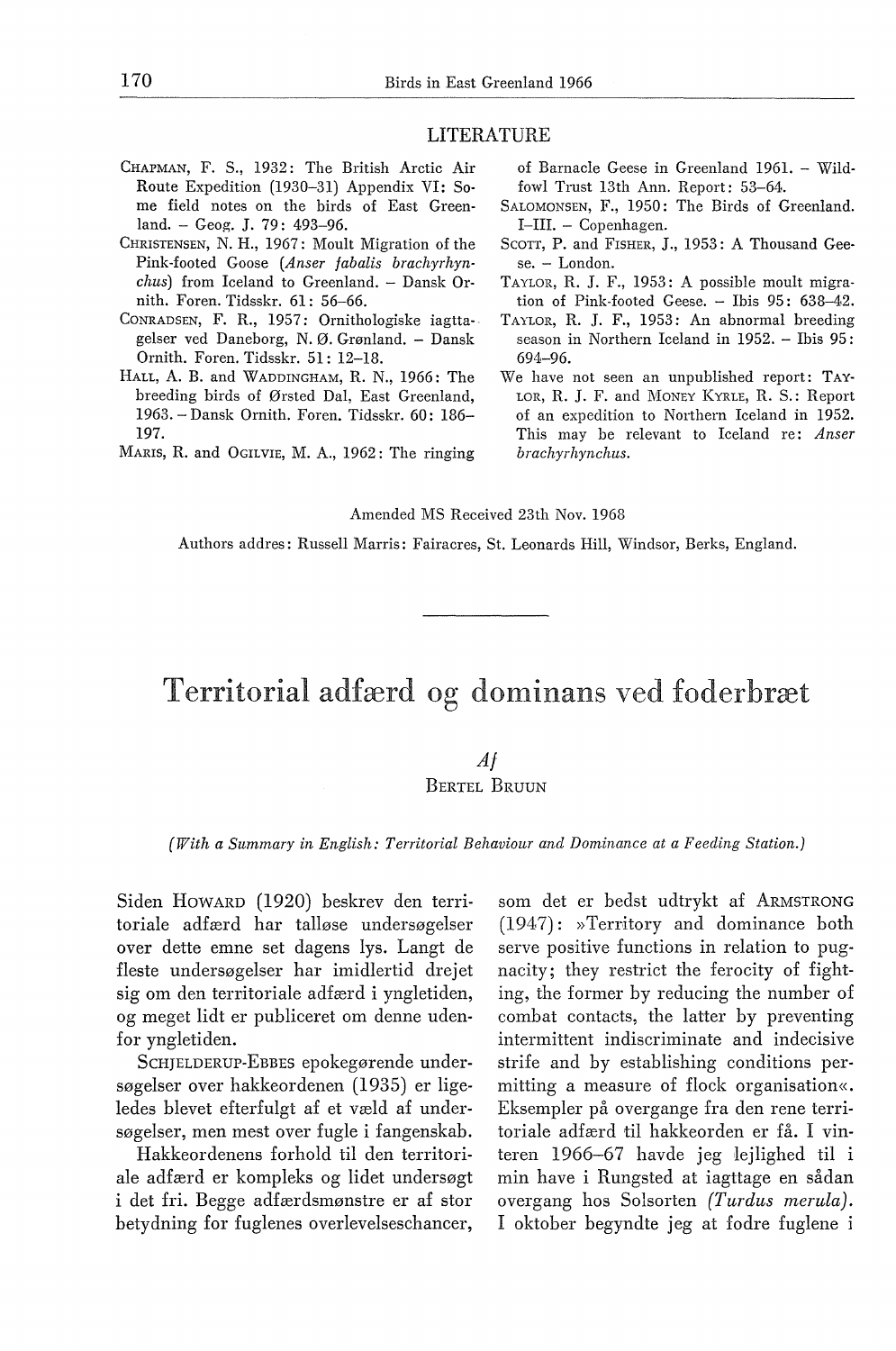## LITERATURE

CHAPMAN, F. S., 1932: The British Arctic Air Route Expedition (1930–31) Appendix VI: Some field notes on the birds of East Greenland. – Geog. J. 79: 493–96.

CHRISTENSEN, N. H., 1967: Moult Migration of the Pink-footed Goose (*Anser fabalis brachyrhynchus*) from Iceland to Greenland. – Dansk Ornith. Foren. Tidsskr. 61: 56–66.

CONRADSEN, F. R., 1957: Ornithologiske iagttagelser ved Daneborg, N. Ø. Grønland. – Dansk Ornith. Foren. Tidsskr. 51: 12–18.

HALL, A. B. and WADDINGHAM, R. N., 1966: The breeding birds of Ørsted Dal, East Greenland, 1963. – Dansk Ornith. Foren. Tidsskr. 60: 186–197.

MARIS, R. and OGILVIE, M. A., 1962: The ringing of Barnacle Geese in Greenland 1961. – Wildfowl Trust 13th Ann. Report: 53–64.

SALOMONSEN, F., 1950: The Birds of Greenland. I–III. – Copenhagen.

SCOTT, P. and FISHER, J., 1953: A Thousand Geese. – London.

TAYLOR, R. J. F., 1953: A possible moult migration of Pink-footed Geese. – Ibis 95: 638–42.

TAYLOR, R. J. F., 1953: An abnormal breeding season in Northern Iceland in 1952. – Ibis 95: 694–96.

We have not seen an unpublished report: TAYLOR, R. J. F. and MONEY KYRLE, R. S.: Report of an expedition to Northern Iceland in 1952. This may be relevant to Iceland re: *Anser brachyrhynchus*.

Amended MS Received 23th Nov. 1968

Authors addres: Russell Marris: Fairacres, St. Leonards Hill, Windsor, Berks, England.

---

# Territorial adfærd og dominans ved foderbræt

*Af*

BERTEL BRUUN

*(With a Summary in English: Territorial Behaviour and Dominance at a Feeding Station.)*

Siden HOWARD (1920) beskrev den territoriale adfærd har talløse undersøgelser over dette emne set dagens lys. Langt de fleste undersøgelser har imidlertid drejet sig om den territoriale adfærd i yngletiden, og meget lidt er publiceret om denne udenfor yngletiden.

SCHJELDERUP-EBBES epokegørende undersøgelser over hakkeordenen (1935) er ligeledes blevet efterfulgt af et væld af undersøgelser, men mest over fugle i fangenskab.

Hakkeordenens forhold til den territoriale adfærd er kompleks og lidet undersøgt i det fri. Begge adfærdsmønstre er af stor betydning for fuglenes overlevelseschancer, som det er bedst udtrykt af ARMSTRONG (1947): »Territory and dominance both serve positive functions in relation to pugnacity; they restrict the ferocity of fighting, the former by reducing the number of combat contacts, the latter by preventing intermittent indiscriminate and indecisive strife and by establishing conditions permitting a measure of flock organisation«. Eksempler på overgange fra den rene territoriale adfærd til hakkeorden er få. I vinteren 1966–67 havde jeg lejlighed til i min have i Rungsted at iagttage en sådan overgang hos Solsorten *(Turdus merula)*. I oktober begyndte jeg at fodre fuglene i